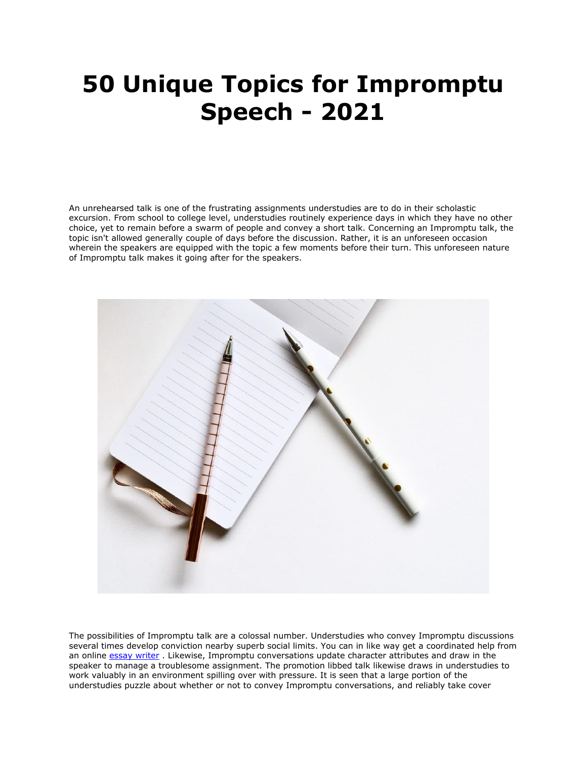# 50 Unique Topics for Impromptu Speech - 2021

An unrehearsed talk is one of the frustrating assignments understudies are to do in their scholastic excursion. From school to college level, understudies routinely experience days in which they have no other choice, yet to remain before a swarm of people and convey a short talk. Concerning an Impromptu talk, the topic isn't allowed generally couple of days before the discussion. Rather, it is an unforeseen occasion wherein the speakers are equipped with the topic a few moments before their turn. This unforeseen nature of Impromptu talk makes it going after for the speakers.

The possibilities of Impromptu talk are a colossal number. Understudies who convey Impromptu discussions several times develop conviction nearby superb social limits. You can in like way get a coordinated help from an online [essay writer](essay writer) . Likewise, Impromptu conversations update character attributes and draw in the speaker to manage a troublesome assignment. The promotion libbed talk likewise draws in understudies to work valuably in an environment spilling over with pressure. It is seen that a large portion of the understudies puzzle about whether or not to convey Impromptu conversations, and reliably take cover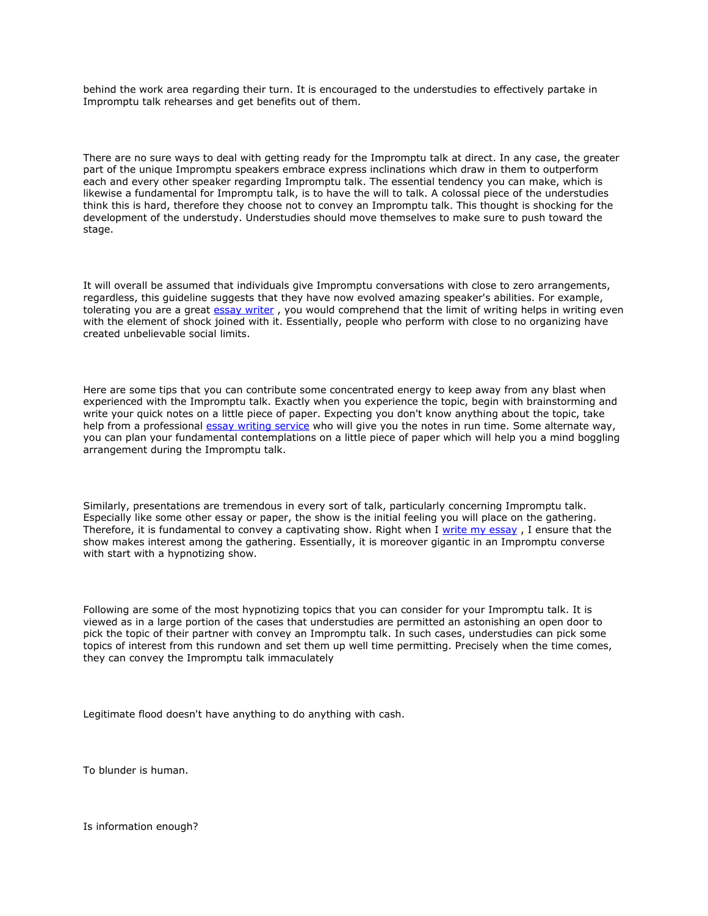behind the work area regarding their turn. It is encouraged to the understudies to effectively partake in Impromptu talk rehearses and get benefits out of them.

There are no sure ways to deal with getting ready for the Impromptu talk at direct. In any case, the greater part of the unique Impromptu speakers embrace express inclinations which draw in them to outperform each and every other speaker regarding Impromptu talk. The essential tendency you can make, which is likewise a fundamental for Impromptu talk, is to have the will to talk. A colossal piece of the understudies think this is hard, therefore they choose not to convey an Impromptu talk. This thought is shocking for the development of the understudy. Understudies should move themselves to make sure to push toward the stage.

It will overall be assumed that individuals give Impromptu conversations with close to zero arrangements, regardless, this guideline suggests that they have now evolved amazing speaker's abilities. For example, tolerating you are a great [essay writer](), you would comprehend that the limit of writing helps in writing even with the element of shock joined with it. Essentially, people who perform with close to no organizing have created unbelievable social limits.

Here are some tips that you can contribute some concentrated energy to keep away from any blast when experienced with the Impromptu talk. Exactly when you experience the topic, begin with brainstorming and write your quick notes on a little piece of paper. Expecting you don't know anything about the topic, take help from a professional [essay writing service]() who will give you the notes in run time. Some alternate way, you can plan your fundamental contemplations on a little piece of paper which will help you a mind boggling arrangement during the Impromptu talk.

Similarly, presentations are tremendous in every sort of talk, particularly concerning Impromptu talk. Especially like some other essay or paper, the show is the initial feeling you will place on the gathering. Therefore, it is fundamental to convey a captivating show. Right when I [write my essay]() , I ensure that the show makes interest among the gathering. Essentially, it is moreover gigantic in an Impromptu converse with start with a hypnotizing show.

Following are some of the most hypnotizing topics that you can consider for your Impromptu talk. It is viewed as in a large portion of the cases that understudies are permitted an astonishing an open door to pick the topic of their partner with convey an Impromptu talk. In such cases, understudies can pick some topics of interest from this rundown and set them up well time permitting. Precisely when the time comes, they can convey the Impromptu talk immaculately

Legitimate flood doesn't have anything to do anything with cash.

To blunder is human.

Is information enough?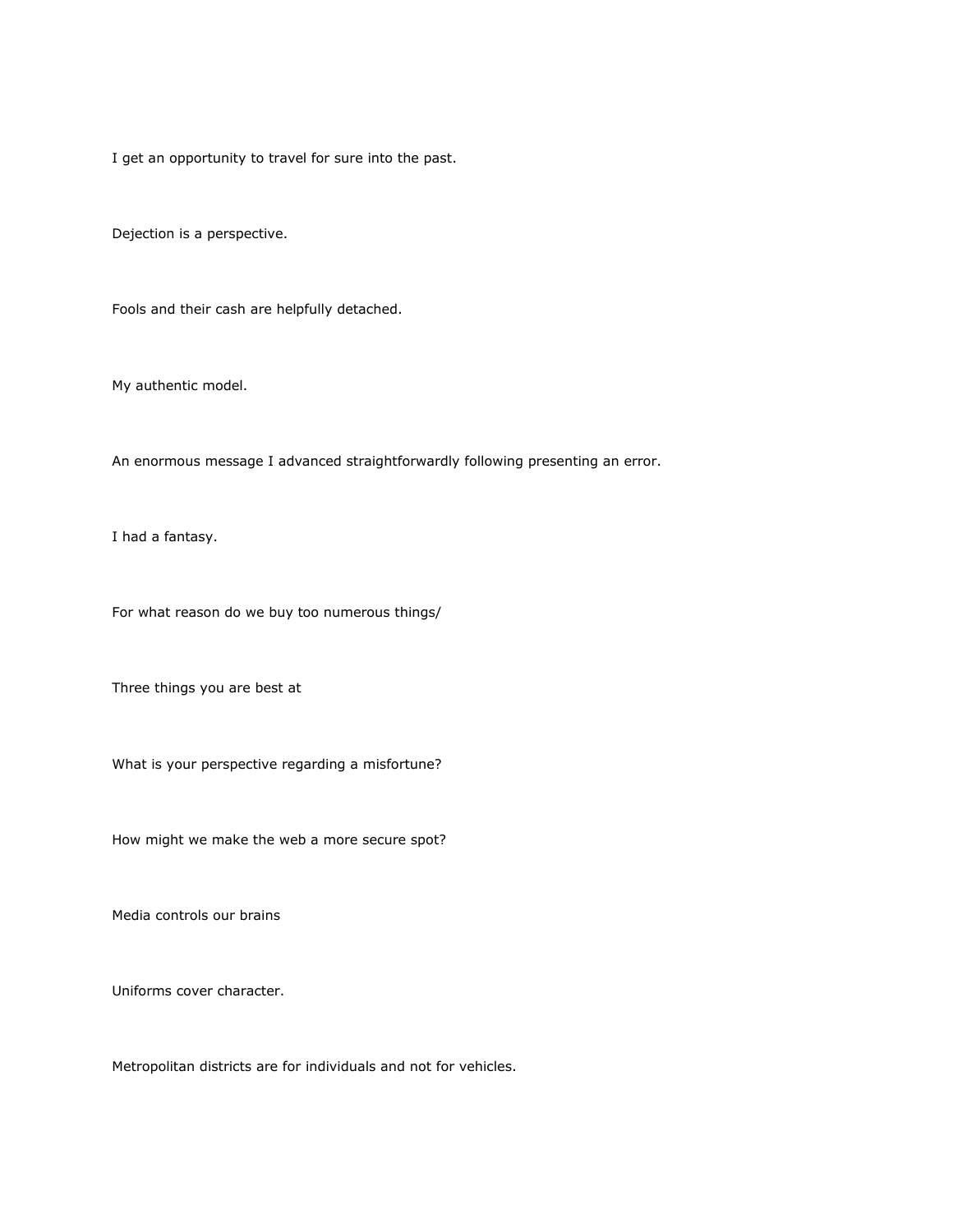I get an opportunity to travel for sure into the past.

Dejection is a perspective.

Fools and their cash are helpfully detached.

My authentic model.

An enormous message I advanced straightforwardly following presenting an error.

I had a fantasy.

For what reason do we buy too numerous things/

Three things you are best at

What is your perspective regarding a misfortune?

How might we make the web a more secure spot?

Media controls our brains

Uniforms cover character.

Metropolitan districts are for individuals and not for vehicles.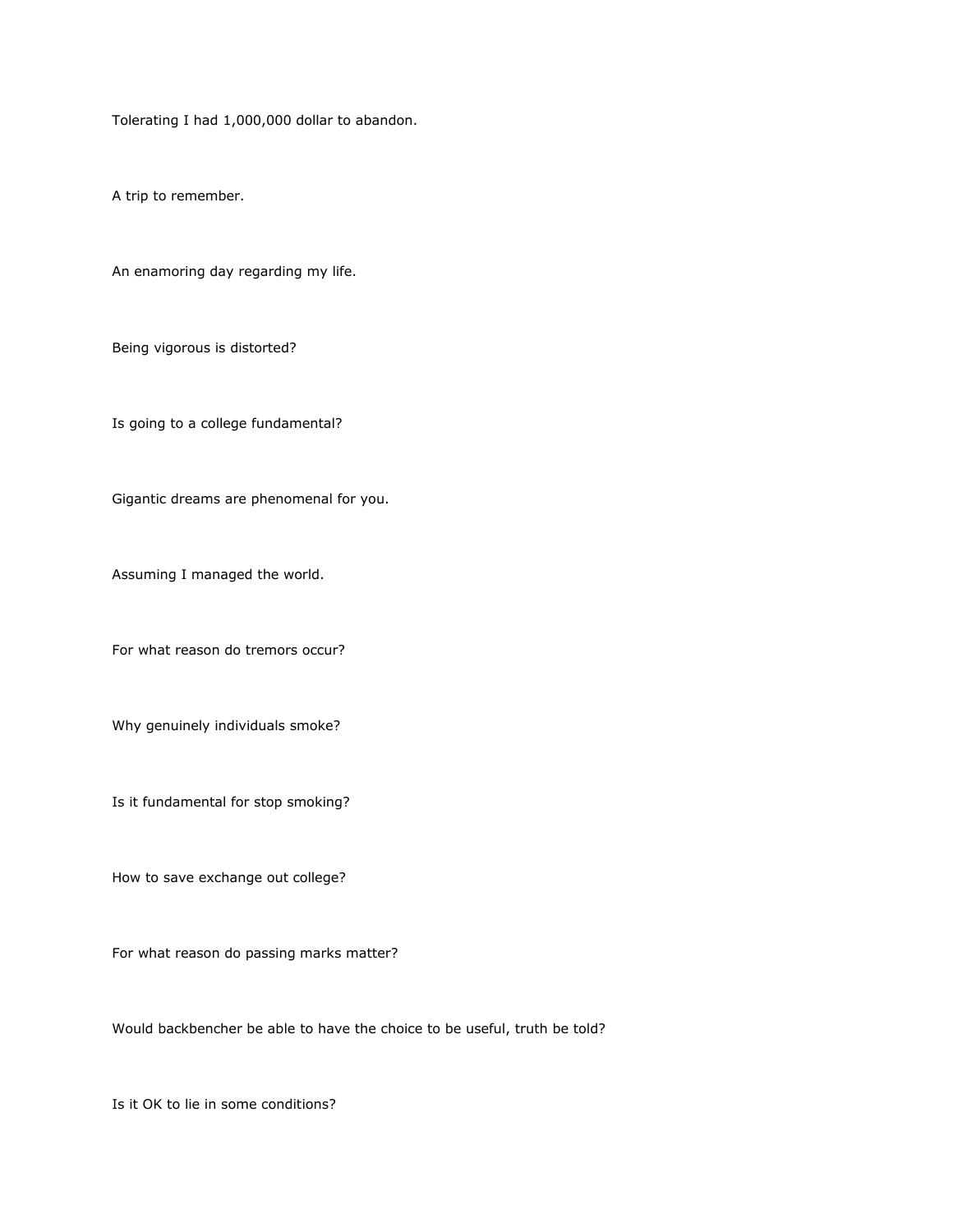Tolerating I had 1,000,000 dollar to abandon.

A trip to remember.

An enamoring day regarding my life.

Being vigorous is distorted?

Is going to a college fundamental?

Gigantic dreams are phenomenal for you.

Assuming I managed the world.

For what reason do tremors occur?

Why genuinely individuals smoke?

Is it fundamental for stop smoking?

How to save exchange out college?

For what reason do passing marks matter?

Would backbencher be able to have the choice to be useful, truth be told?

Is it OK to lie in some conditions?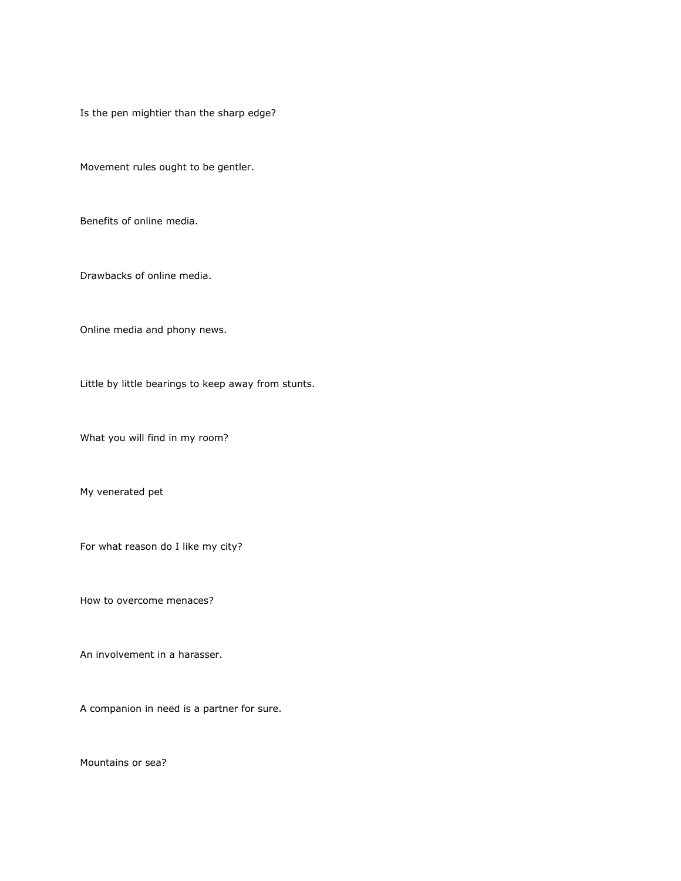Is the pen mightier than the sharp edge?

Movement rules ought to be gentler.

Benefits of online media.

Drawbacks of online media.

Online media and phony news.

Little by little bearings to keep away from stunts.

What you will find in my room?

My venerated pet

For what reason do I like my city?

How to overcome menaces?

An involvement in a harasser.

A companion in need is a partner for sure.

Mountains or sea?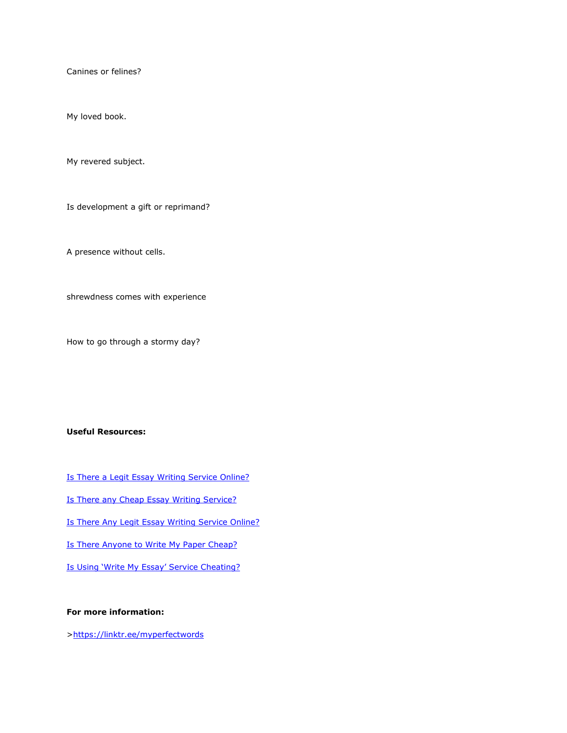Canines or felines?

My loved book.

My revered subject.

Is development a gift or reprimand?

A presence without cells.

shrewdness comes with experience

How to go through a stormy day?

**Useful Resources:**

[Is There a Legit Essay Writing Service Online?]()

[Is There any Cheap Essay Writing Service?]()

[Is There Any Legit Essay Writing Service Online?]()

[Is There Anyone to Write My Paper Cheap?]()

[Is Using 'Write My Essay' Service Cheating?]()

**For more information:**

>[https://linktr.ee/myperfectwords](https://linktr.ee/myperfectwords)